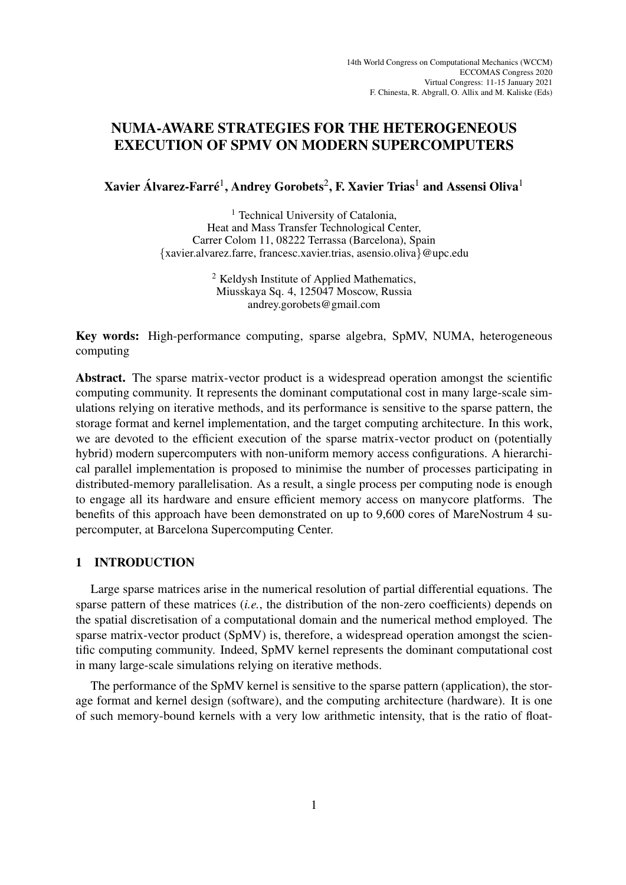14th World Congress on Computational Mechanics (WCCM)
ECCOMAS Congress 2020
Virtual Congress: 11-15 January 2021
F. Chinesta, R. Abgrall, O. Allix and M. Kaliske (Eds)

# NUMA-AWARE STRATEGIES FOR THE HETEROGENEOUS EXECUTION OF SPMV ON MODERN SUPERCOMPUTERS

**Xavier Álvarez-Farré[1], Andrey Gorobets[2], F. Xavier Trias[1] and Assensi Oliva[1]**

[1] Technical University of Catalonia,
Heat and Mass Transfer Technological Center,
Carrer Colom 11, 08222 Terrassa (Barcelona), Spain
{xavier.alvarez.farre, francesc.xavier.trias, asensio.oliva}@upc.edu

[2] Keldysh Institute of Applied Mathematics,
Miusskaya Sq. 4, 125047 Moscow, Russia
andrey.gorobets@gmail.com

**Key words:** High-performance computing, sparse algebra, SpMV, NUMA, heterogeneous computing

**Abstract.** The sparse matrix-vector product is a widespread operation amongst the scientific computing community. It represents the dominant computational cost in many large-scale simulations relying on iterative methods, and its performance is sensitive to the sparse pattern, the storage format and kernel implementation, and the target computing architecture. In this work, we are devoted to the efficient execution of the sparse matrix-vector product on (potentially hybrid) modern supercomputers with non-uniform memory access configurations. A hierarchical parallel implementation is proposed to minimise the number of processes participating in distributed-memory parallelisation. As a result, a single process per computing node is enough to engage all its hardware and ensure efficient memory access on manycore platforms. The benefits of this approach have been demonstrated on up to 9,600 cores of MareNostrum 4 supercomputer, at Barcelona Supercomputing Center.

## 1 INTRODUCTION

Large sparse matrices arise in the numerical resolution of partial differential equations. The sparse pattern of these matrices (*i.e.*, the distribution of the non-zero coefficients) depends on the spatial discretisation of a computational domain and the numerical method employed. The sparse matrix-vector product (SpMV) is, therefore, a widespread operation amongst the scientific computing community. Indeed, SpMV kernel represents the dominant computational cost in many large-scale simulations relying on iterative methods.

The performance of the SpMV kernel is sensitive to the sparse pattern (application), the storage format and kernel design (software), and the computing architecture (hardware). It is one of such memory-bound kernels with a very low arithmetic intensity, that is the ratio of float-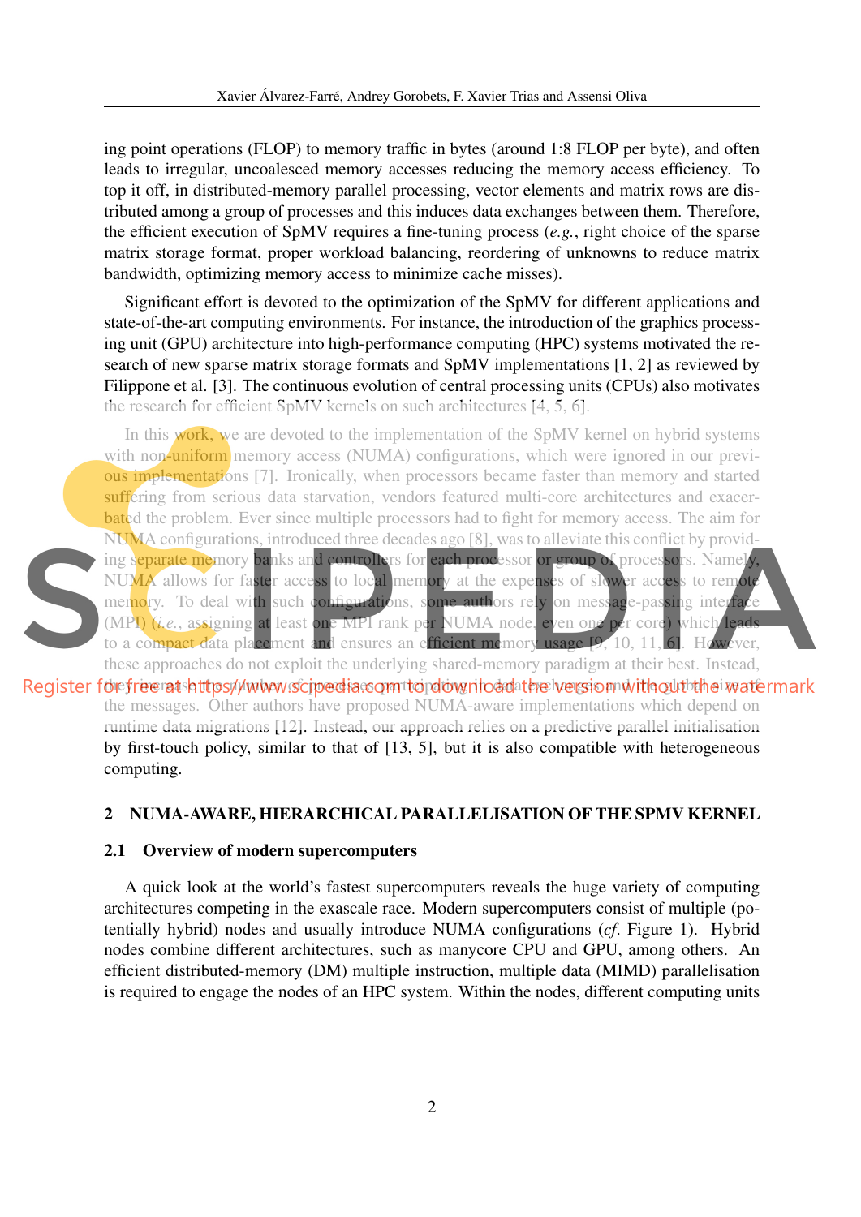ing point operations (FLOP) to memory traffic in bytes (around 1:8 FLOP per byte), and often leads to irregular, uncoalesced memory accesses reducing the memory access efficiency. To top it off, in distributed-memory parallel processing, vector elements and matrix rows are distributed among a group of processes and this induces data exchanges between them. Therefore, the efficient execution of SpMV requires a fine-tuning process (*e.g.*, right choice of the sparse matrix storage format, proper workload balancing, reordering of unknowns to reduce matrix bandwidth, optimizing memory access to minimize cache misses).

Significant effort is devoted to the optimization of the SpMV for different applications and state-of-the-art computing environments. For instance, the introduction of the graphics processing unit (GPU) architecture into high-performance computing (HPC) systems motivated the research of new sparse matrix storage formats and SpMV implementations [1, 2] as reviewed by Filippone et al. [3]. The continuous evolution of central processing units (CPUs) also motivates the research for efficient SpMV kernels on such architectures [4, 5, 6].

In this work, we are devoted to the implementation of the SpMV kernel on hybrid systems with non-uniform memory access (NUMA) configurations, which were ignored in our previous implementations [7]. Ironically, when processors became faster than memory and started suffering from serious data starvation, vendors featured multi-core architectures and exacerbated the problem. Ever since multiple processors had to fight for memory access. The aim for NUMA configurations, introduced three decades ago [8], was to alleviate this conflict by providing separate memory banks and controllers for each processor or group of processors. Namely, NUMA allows for faster access to local memory at the expenses of slower access to remote memory. To deal with such configurations, some authors rely on message-passing interface (MPI) (*i.e.*, assigning at least one MPI rank per NUMA node, even one per core) which leads to a compact data placement and ensures an efficient memory usage [9, 10, 11, 6]. However, these approaches do not exploit the underlying shared-memory paradigm at their best. Instead, they generate a higher number of processes partaking in data exchanges and the global size of the messages. Other authors have proposed NUMA-aware implementations which depend on runtime data migrations [12]. Instead, our approach relies on a predictive parallel initialisation by first-touch policy, similar to that of [13, 5], but it is also compatible with heterogeneous computing.

## 2 NUMA-AWARE, HIERARCHICAL PARALLELISATION OF THE SPMV KERNEL

### 2.1 Overview of modern supercomputers

A quick look at the world's fastest supercomputers reveals the huge variety of computing architectures competing in the exascale race. Modern supercomputers consist of multiple (potentially hybrid) nodes and usually introduce NUMA configurations (*cf.* Figure 1). Hybrid nodes combine different architectures, such as manycore CPU and GPU, among others. An efficient distributed-memory (DM) multiple instruction, multiple data (MIMD) parallelisation is required to engage the nodes of an HPC system. Within the nodes, different computing units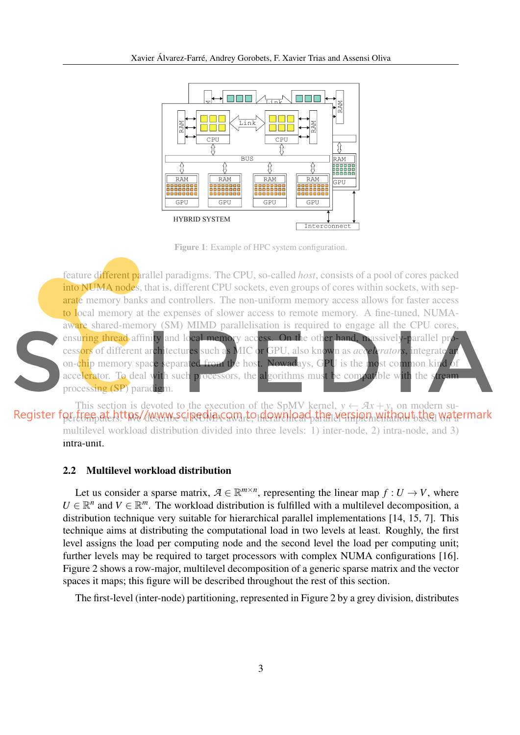Figure 1: Example of HPC system configuration.

feature different parallel paradigms. The CPU, so-called *host*, consists of a pool of cores packed into NUMA nodes, that is, different CPU sockets, even groups of cores within sockets, with separate memory banks and controllers. The non-uniform memory access allows for faster access to local memory at the expenses of slower access to remote memory. A fine-tuned, NUMA-aware shared-memory (SM) MIMD parallelisation is required to engage all the CPU cores, ensuring thread affinity and local memory access. On the other hand, massively-parallel processors of different architectures such as MIC or GPU, also known as *accelerators*, integrate an on-chip memory space separated from the host. Nowadays, GPU is the most common kind of accelerator. To deal with such processors, the algorithms must be compatible with the stream processing (SP) paradigm.

This section is devoted to the execution of the SpMV kernel, $y \leftarrow \mathcal{A}x + y$, on modern supercomputers. We describe a NUMA-aware, hierarchical parallel implementation based on a multilevel workload distribution divided into three levels: 1) inter-node, 2) intra-node, and 3) intra-unit.

### 2.2 Multilevel workload distribution

Let us consider a sparse matrix, $\mathcal{A} \in \mathbb{R}^{m \times n}$, representing the linear map $f : U \to V$, where $U \in \mathbb{R}^n$ and $V \in \mathbb{R}^m$. The workload distribution is fulfilled with a multilevel decomposition, a distribution technique very suitable for hierarchical parallel implementations [14, 15, 7]. This technique aims at distributing the computational load in two levels at least. Roughly, the first level assigns the load per computing node and the second level the load per computing unit; further levels may be required to target processors with complex NUMA configurations [16]. Figure 2 shows a row-major, multilevel decomposition of a generic sparse matrix and the vector spaces it maps; this figure will be described throughout the rest of this section.

The first-level (inter-node) partitioning, represented in Figure 2 by a grey division, distributes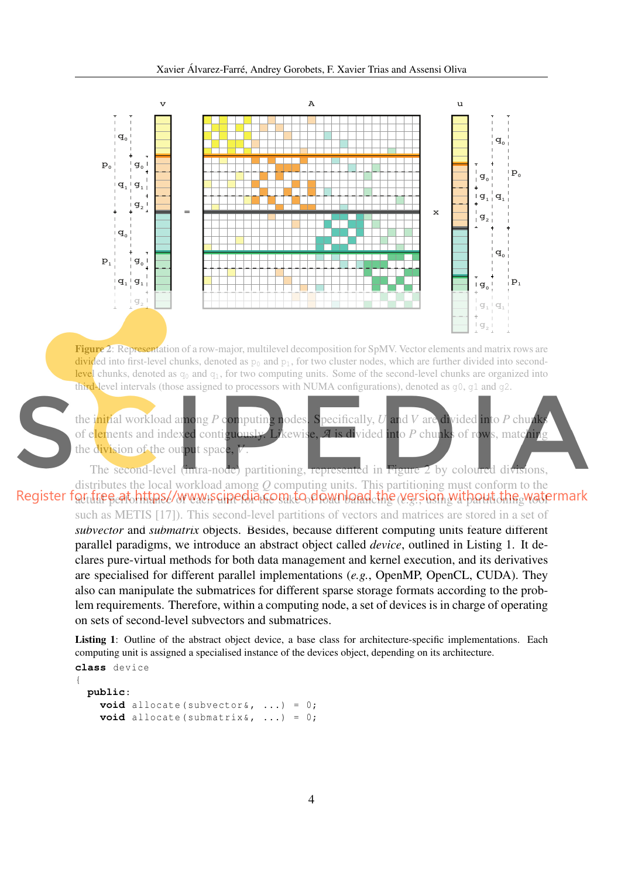**Figure 2**: Representation of a row-major, multilevel decomposition for SpMV. Vector elements and matrix rows are divided into first-level chunks, denoted as $p_0$ and $p_1$, for two cluster nodes, which are further divided into second-level chunks, denoted as $q_0$ and $q_1$, for two computing units. Some of the second-level chunks are organized into third-level intervals (those assigned to processors with NUMA configurations), denoted as $g0$, $g1$ and $g2$.

the initial workload among $P$ computing nodes. Specifically, $U$ and $V$ are divided into $P$ chunks of elements and indexed contiguously. Likewise, $\mathcal{A}$ is divided into $P$ chunks of rows, matching the division of the output space, $V$.

The second-level (intra-node) partitioning, represented in Figure 2 by coloured divisions, distributes the local workload among $Q$ computing units. This partitioning must conform to the actual performance of each unit for the sake of load balancing (*e.g.*, using a partitioning tool such as METIS [17]). This second-level partitions of vectors and matrices are stored in a set of *subvector* and *submatrix* objects. Besides, because different computing units feature different parallel paradigms, we introduce an abstract object called *device*, outlined in Listing 1. It declares pure-virtual methods for both data management and kernel execution, and its derivatives are specialised for different parallel implementations (*e.g.*, OpenMP, OpenCL, CUDA). They also can manipulate the submatrices for different sparse storage formats according to the problem requirements. Therefore, within a computing node, a set of devices is in charge of operating on sets of second-level subvectors and submatrices.

**Listing 1**: Outline of the abstract object device, a base class for architecture-specific implementations. Each computing unit is assigned a specialised instance of the devices object, depending on its architecture.

```
class device
{
  public:
    void allocate(subvector&, ...) = 0;
    void allocate(submatrix&, ...) = 0;
```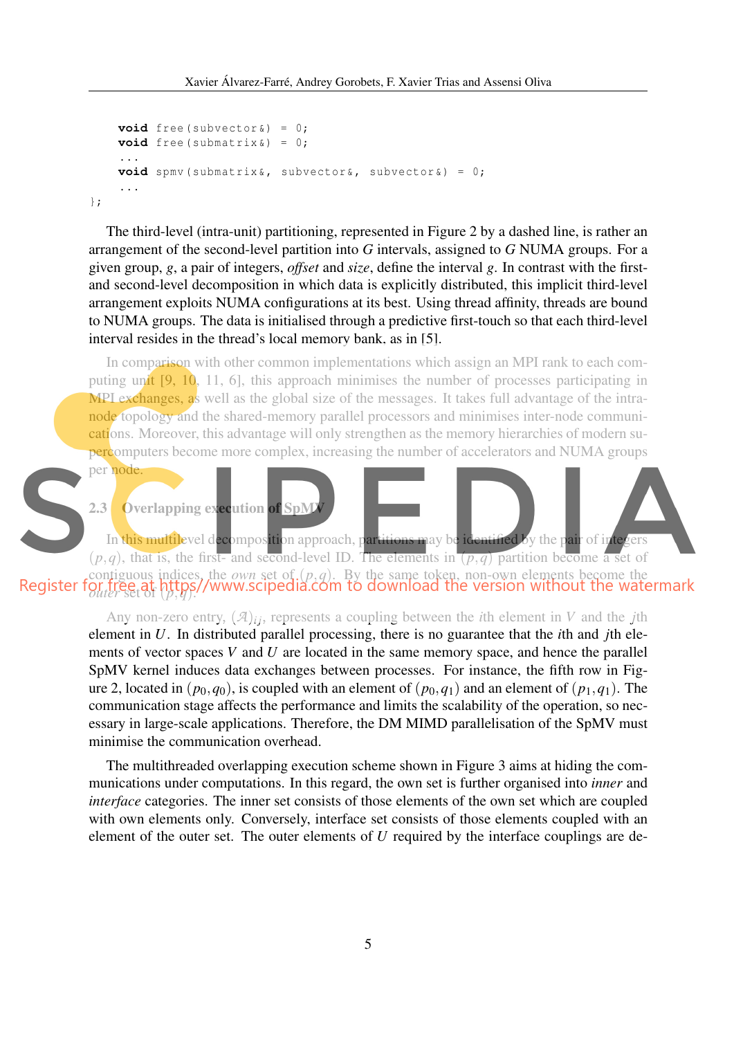```
    void free(subvector&) = 0;
    void free(submatrix&) = 0;
    ...
    void spmv(submatrix&, subvector&, subvector&) = 0;
    ...
};
```

The third-level (intra-unit) partitioning, represented in Figure 2 by a dashed line, is rather an arrangement of the second-level partition into $G$ intervals, assigned to $G$ NUMA groups. For a given group, $g$, a pair of integers, *offset* and *size*, define the interval $g$. In contrast with the first- and second-level decomposition in which data is explicitly distributed, this implicit third-level arrangement exploits NUMA configurations at its best. Using thread affinity, threads are bound to NUMA groups. The data is initialised through a predictive first-touch so that each third-level interval resides in the thread's local memory bank, as in [5].

In comparison with other common implementations which assign an MPI rank to each computing unit [9, 10, 11, 6], this approach minimises the number of processes participating in MPI exchanges, as well as the global size of the messages. It takes full advantage of the intra-node topology and the shared-memory parallel processors and minimises inter-node communications. Moreover, this advantage will only strengthen as the memory hierarchies of modern supercomputers become more complex, increasing the number of accelerators and NUMA groups per node.

## 2.3 Overlapping execution of SpMV

In this multilevel decomposition approach, partitions may be identified by the pair of integers $(p,q)$, that is, the first- and second-level ID. The elements in $(p,q)$ partition become a set of contiguous indices, the *own* set of $(p,q)$. By the same token, non-own elements become the *outer* set of $(p,q)$.

Any non-zero entry, $(\mathcal{A})_{ij}$, represents a coupling between the $i$th element in $V$ and the $j$th element in $U$. In distributed parallel processing, there is no guarantee that the $i$th and $j$th elements of vector spaces $V$ and $U$ are located in the same memory space, and hence the parallel SpMV kernel induces data exchanges between processes. For instance, the fifth row in Figure 2, located in $(p_0,q_0)$, is coupled with an element of $(p_0,q_1)$ and an element of $(p_1,q_1)$. The communication stage affects the performance and limits the scalability of the operation, so necessary in large-scale applications. Therefore, the DM MIMD parallelisation of the SpMV must minimise the communication overhead.

The multithreaded overlapping execution scheme shown in Figure 3 aims at hiding the communications under computations. In this regard, the own set is further organised into *inner* and *interface* categories. The inner set consists of those elements of the own set which are coupled with own elements only. Conversely, interface set consists of those elements coupled with an element of the outer set. The outer elements of $U$ required by the interface couplings are de-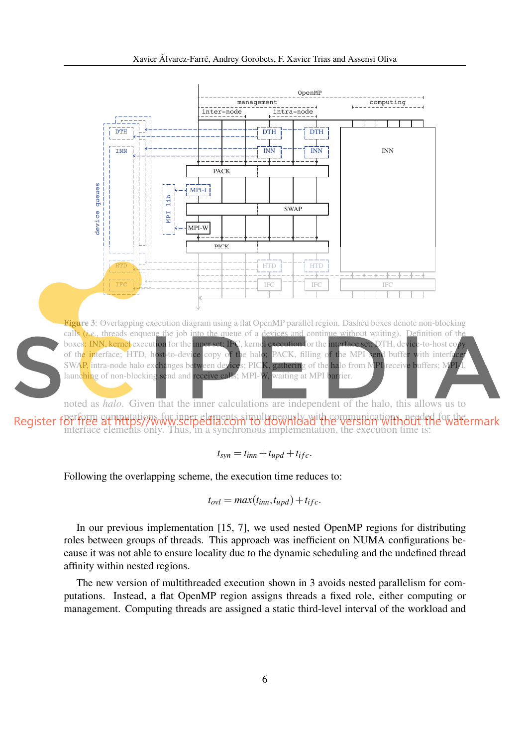Figure 3: Overlapping execution diagram using a flat OpenMP parallel region. Dashed boxes denote non-blocking calls (*i.e.*, threads enqueue the job into the queue of a devices and continue without waiting). Definition of the boxes: INN, kernel execution for the inner set; IFC, kernel execution for the interface set; DTH, device-to-host copy of the interface; HTD, host-to-device copy of the halo; PACK, filling of the MPI send buffer with interface; SWAP, intra-node halo exchanges between devices; PICK, gathering of the halo from MPI receive buffers; MPI-I, launching of non-blocking send and receive calls; MPI-W, waiting at MPI barrier.

noted as *halo*. Given that the inner calculations are independent of the halo, this allows us to perform computations for inner elements simultaneously with communications, needed for the interface elements only. Thus, in a synchronous implementation, the execution time is:

$$t_{syn} = t_{inn} + t_{upd} + t_{ifc}.$$

Following the overlapping scheme, the execution time reduces to:

$$t_{ovl} = max(t_{inn}, t_{upd}) + t_{ifc}.$$

In our previous implementation [15, 7], we used nested OpenMP regions for distributing roles between groups of threads. This approach was inefficient on NUMA configurations because it was not able to ensure locality due to the dynamic scheduling and the undefined thread affinity within nested regions.

The new version of multithreaded execution shown in 3 avoids nested parallelism for computations. Instead, a flat OpenMP region assigns threads a fixed role, either computing or management. Computing threads are assigned a static third-level interval of the workload and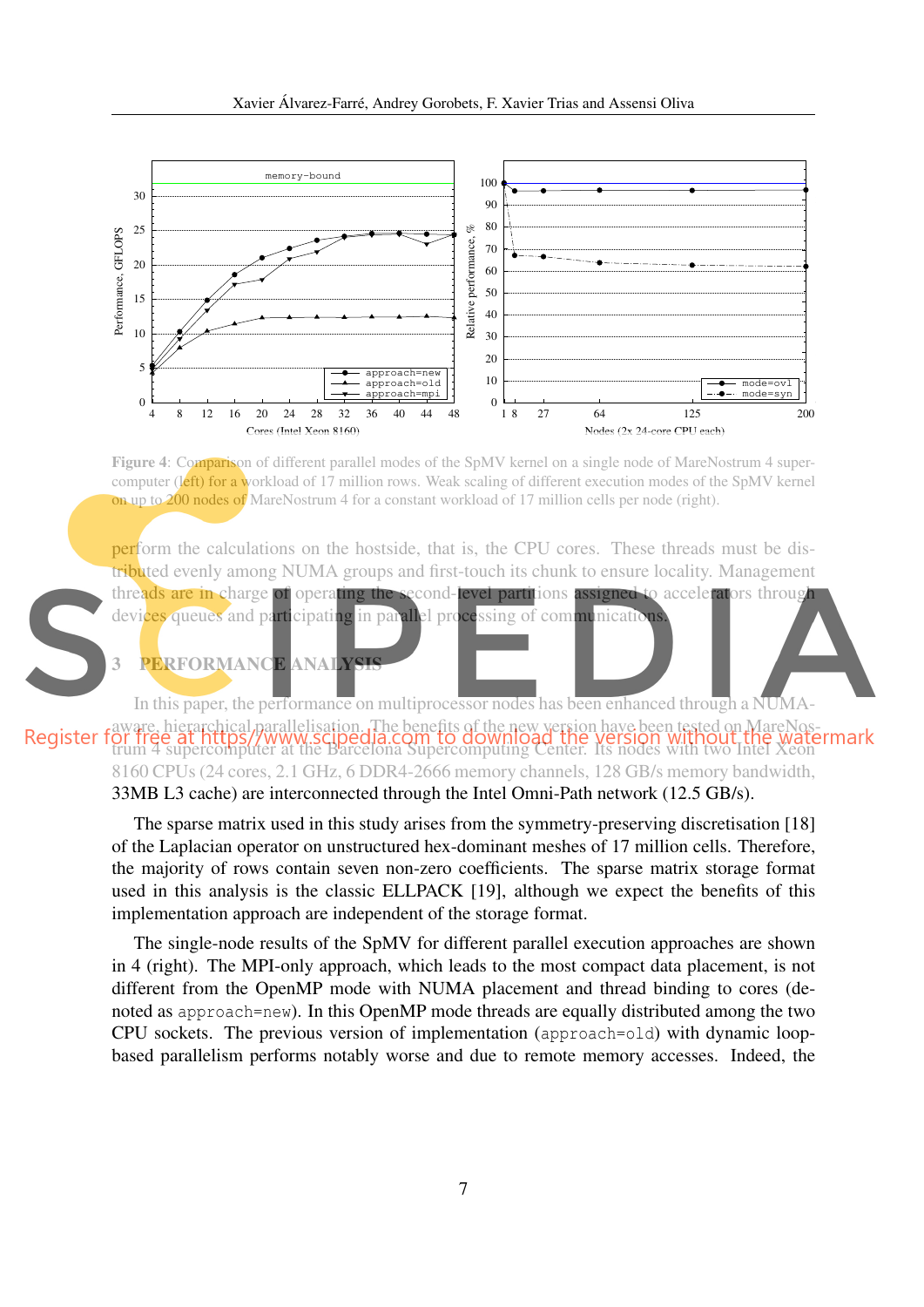Figure 4: Comparison of different parallel modes of the SpMV kernel on a single node of MareNostrum 4 supercomputer (left) for a workload of 17 million rows. Weak scaling of different execution modes of the SpMV kernel on up to 200 nodes of MareNostrum 4 for a constant workload of 17 million cells per node (right).

perform the calculations on the hostside, that is, the CPU cores. These threads must be distributed evenly among NUMA groups and first-touch its chunk to ensure locality. Management threads are in charge of operating the second-level partitions assigned to accelerators through devices queues and participating in parallel processing of communications.

## 3 PERFORMANCE ANALYSIS

In this paper, the performance on multiprocessor nodes has been enhanced through a NUMA-aware, hierarchical parallelisation. The benefits of the new version have been tested on MareNostrum 4 supercomputer at the Barcelona Supercomputing Center. Its nodes with two Intel Xeon 8160 CPUs (24 cores, 2.1 GHz, 6 DDR4-2666 memory channels, 128 GB/s memory bandwidth, 33MB L3 cache) are interconnected through the Intel Omni-Path network (12.5 GB/s).

The sparse matrix used in this study arises from the symmetry-preserving discretisation [18] of the Laplacian operator on unstructured hex-dominant meshes of 17 million cells. Therefore, the majority of rows contain seven non-zero coefficients. The sparse matrix storage format used in this analysis is the classic ELLPACK [19], although we expect the benefits of this implementation approach are independent of the storage format.

The single-node results of the SpMV for different parallel execution approaches are shown in 4 (right). The MPI-only approach, which leads to the most compact data placement, is not different from the OpenMP mode with NUMA placement and thread binding to cores (denoted as `approach=new`). In this OpenMP mode threads are equally distributed among the two CPU sockets. The previous version of implementation (`approach=old`) with dynamic loop-based parallelism performs notably worse and due to remote memory accesses. Indeed, the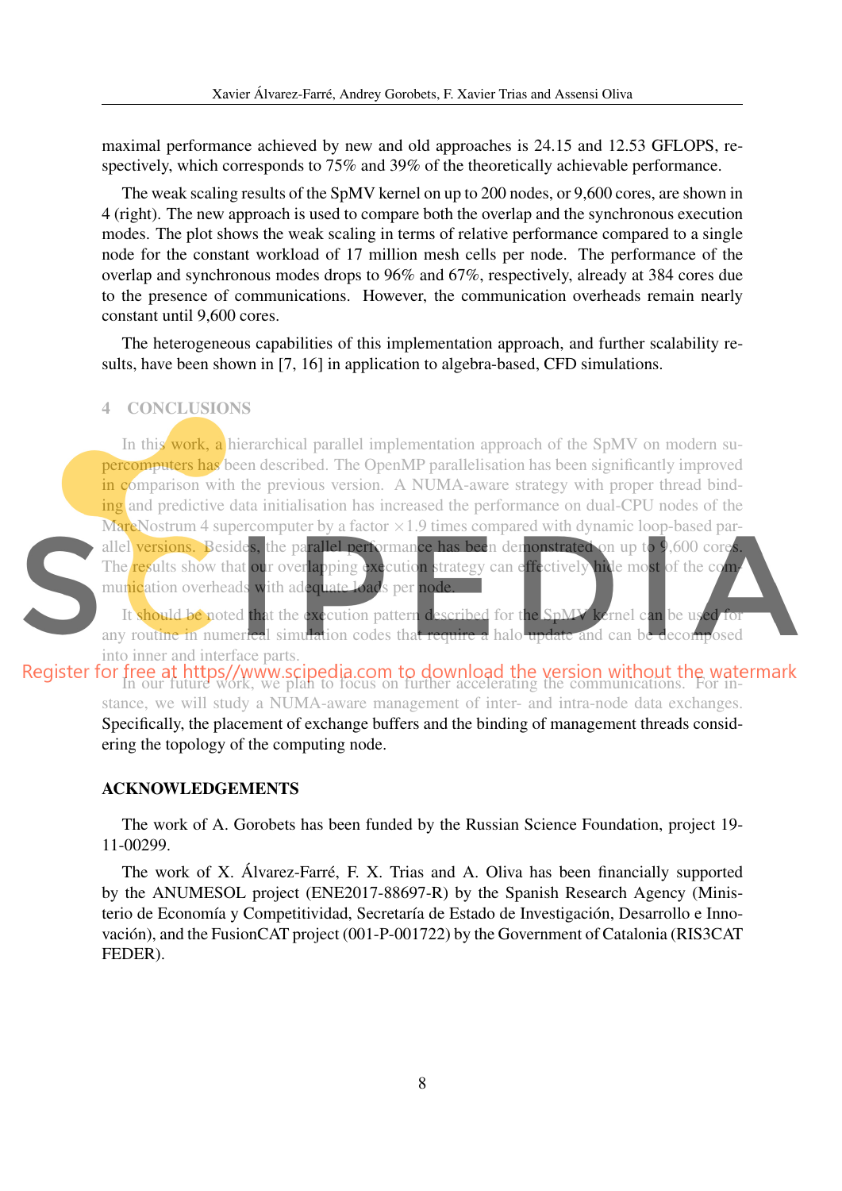maximal performance achieved by new and old approaches is 24.15 and 12.53 GFLOPS, respectively, which corresponds to 75% and 39% of the theoretically achievable performance.

The weak scaling results of the SpMV kernel on up to 200 nodes, or 9,600 cores, are shown in 4 (right). The new approach is used to compare both the overlap and the synchronous execution modes. The plot shows the weak scaling in terms of relative performance compared to a single node for the constant workload of 17 million mesh cells per node. The performance of the overlap and synchronous modes drops to 96% and 67%, respectively, already at 384 cores due to the presence of communications. However, the communication overheads remain nearly constant until 9,600 cores.

The heterogeneous capabilities of this implementation approach, and further scalability results, have been shown in [7, 16] in application to algebra-based, CFD simulations.

## 4 CONCLUSIONS

In this work, a hierarchical parallel implementation approach of the SpMV on modern supercomputers has been described. The OpenMP parallelisation has been significantly improved in comparison with the previous version. A NUMA-aware strategy with proper thread binding and predictive data initialisation has increased the performance on dual-CPU nodes of the MareNostrum 4 supercomputer by a factor $\times 1.9$ times compared with dynamic loop-based parallel versions. Besides, the parallel performance has been demonstrated on up to 9,600 cores. The results show that our overlapping execution strategy can effectively hide most of the communication overheads with adequate loads per node.

It should be noted that the execution pattern described for the SpMV kernel can be used for any routine in numerical simulation codes that require a halo update and can be decomposed into inner and interface parts.

In our future work, we plan to focus on further accelerating the communications. For instance, we will study a NUMA-aware management of inter- and intra-node data exchanges. Specifically, the placement of exchange buffers and the binding of management threads considering the topology of the computing node.

## ACKNOWLEDGEMENTS

The work of A. Gorobets has been funded by the Russian Science Foundation, project 19-11-00299.

The work of X. Álvarez-Farré, F. X. Trias and A. Oliva has been financially supported by the ANUMESOL project (ENE2017-88697-R) by the Spanish Research Agency (Ministerio de Economía y Competitividad, Secretaría de Estado de Investigación, Desarrollo e Innovación), and the FusionCAT project (001-P-001722) by the Government of Catalonia (RIS3CAT FEDER).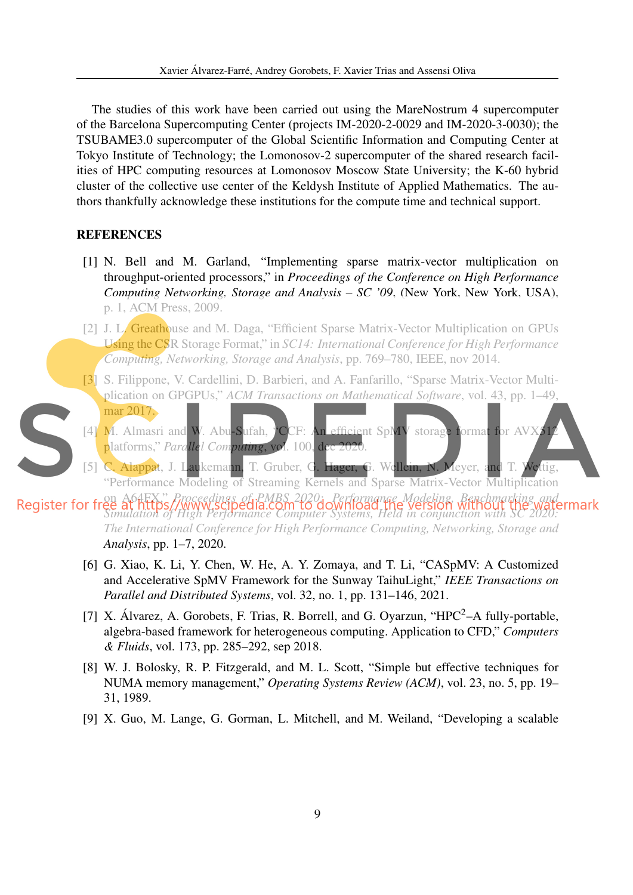The studies of this work have been carried out using the MareNostrum 4 supercomputer of the Barcelona Supercomputing Center (projects IM-2020-2-0029 and IM-2020-3-0030); the TSUBAME3.0 supercomputer of the Global Scientific Information and Computing Center at Tokyo Institute of Technology; the Lomonosov-2 supercomputer of the shared research facilities of HPC computing resources at Lomonosov Moscow State University; the K-60 hybrid cluster of the collective use center of the Keldysh Institute of Applied Mathematics. The authors thankfully acknowledge these institutions for the compute time and technical support.

## REFERENCES

[1] N. Bell and M. Garland, "Implementing sparse matrix-vector multiplication on throughput-oriented processors," in *Proceedings of the Conference on High Performance Computing Networking, Storage and Analysis – SC '09*, (New York, New York, USA), p. 1, ACM Press, 2009.

[2] J. L. Greathouse and M. Daga, "Efficient Sparse Matrix-Vector Multiplication on GPUs Using the CSR Storage Format," in *SC14: International Conference for High Performance Computing, Networking, Storage and Analysis*, pp. 769–780, IEEE, nov 2014.

[3] S. Filippone, V. Cardellini, D. Barbieri, and A. Fanfarillo, "Sparse Matrix-Vector Multiplication on GPGPUs," *ACM Transactions on Mathematical Software*, vol. 43, pp. 1–49, mar 2017.

[4] M. Almasri and W. Abu-Sufah, "CCF: An efficient SpMV storage format for AVX512 platforms," *Parallel Computing*, vol. 100, dec 2020.

[5] C. Alappat, J. Laukemann, T. Gruber, G. Hager, G. Wellein, N. Meyer, and T. Wettig, "Performance Modeling of Streaming Kernels and Sparse Matrix-Vector Multiplication on A64FX," *Proceedings of PMBS 2020: Performance Modeling, Benchmarking and Simulation of High Performance Computer Systems, Held in conjunction with SC 2020: The International Conference for High Performance Computing, Networking, Storage and Analysis*, pp. 1–7, 2020.

[6] G. Xiao, K. Li, Y. Chen, W. He, A. Y. Zomaya, and T. Li, "CASpMV: A Customized and Accelerative SpMV Framework for the Sunway TaihuLight," *IEEE Transactions on Parallel and Distributed Systems*, vol. 32, no. 1, pp. 131–146, 2021.

[7] X. Álvarez, A. Gorobets, F. Trias, R. Borrell, and G. Oyarzun, "HPC$^2$–A fully-portable, algebra-based framework for heterogeneous computing. Application to CFD," *Computers & Fluids*, vol. 173, pp. 285–292, sep 2018.

[8] W. J. Bolosky, R. P. Fitzgerald, and M. L. Scott, "Simple but effective techniques for NUMA memory management," *Operating Systems Review (ACM)*, vol. 23, no. 5, pp. 19–31, 1989.

[9] X. Guo, M. Lange, G. Gorman, L. Mitchell, and M. Weiland, "Developing a scalable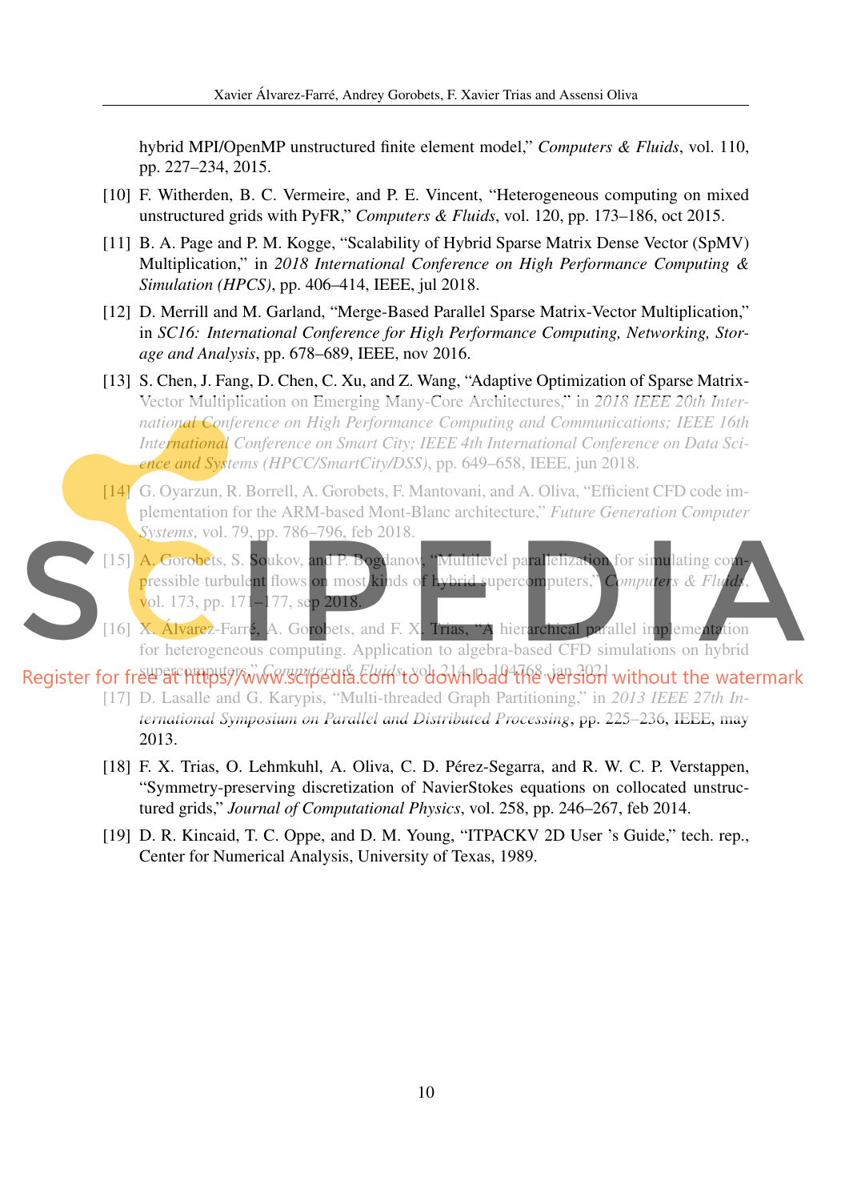hybrid MPI/OpenMP unstructured finite element model," *Computers & Fluids*, vol. 110, pp. 227–234, 2015.

[10] F. Witherden, B. C. Vermeire, and P. E. Vincent, "Heterogeneous computing on mixed unstructured grids with PyFR," *Computers & Fluids*, vol. 120, pp. 173–186, oct 2015.

[11] B. A. Page and P. M. Kogge, "Scalability of Hybrid Sparse Matrix Dense Vector (SpMV) Multiplication," in *2018 International Conference on High Performance Computing & Simulation (HPCS)*, pp. 406–414, IEEE, jul 2018.

[12] D. Merrill and M. Garland, "Merge-Based Parallel Sparse Matrix-Vector Multiplication," in *SC16: International Conference for High Performance Computing, Networking, Storage and Analysis*, pp. 678–689, IEEE, nov 2016.

[13] S. Chen, J. Fang, D. Chen, C. Xu, and Z. Wang, "Adaptive Optimization of Sparse Matrix-Vector Multiplication on Emerging Many-Core Architectures," in *2018 IEEE 20th International Conference on High Performance Computing and Communications; IEEE 16th International Conference on Smart City; IEEE 4th International Conference on Data Science and Systems (HPCC/SmartCity/DSS)*, pp. 649–658, IEEE, jun 2018.

[14] G. Oyarzun, R. Borrell, A. Gorobets, F. Mantovani, and A. Oliva, "Efficient CFD code implementation for the ARM-based Mont-Blanc architecture," *Future Generation Computer Systems*, vol. 79, pp. 786–796, feb 2018.

[15] A. Gorobets, S. Soukov, and P. Bogdanov, "Multilevel parallelization for simulating compressible turbulent flows on most kinds of hybrid supercomputers," *Computers & Fluids*, vol. 173, pp. 171–177, sep 2018.

[16] X. Álvarez-Farré, A. Gorobets, and F. X. Trias, "A hierarchical parallel implementation for heterogeneous computing. Application to algebra-based CFD simulations on hybrid supercomputers," *Computers & Fluids*, vol. 214, p. 104768, jan 2021.

[17] D. Lasalle and G. Karypis, "Multi-threaded Graph Partitioning," in *2013 IEEE 27th International Symposium on Parallel and Distributed Processing*, pp. 225–236, IEEE, may 2013.

[18] F. X. Trias, O. Lehmkuhl, A. Oliva, C. D. Pérez-Segarra, and R. W. C. P. Verstappen, "Symmetry-preserving discretization of NavierStokes equations on collocated unstructured grids," *Journal of Computational Physics*, vol. 258, pp. 246–267, feb 2014.

[19] D. R. Kincaid, T. C. Oppe, and D. M. Young, "ITPACKV 2D User 's Guide," tech. rep., Center for Numerical Analysis, University of Texas, 1989.